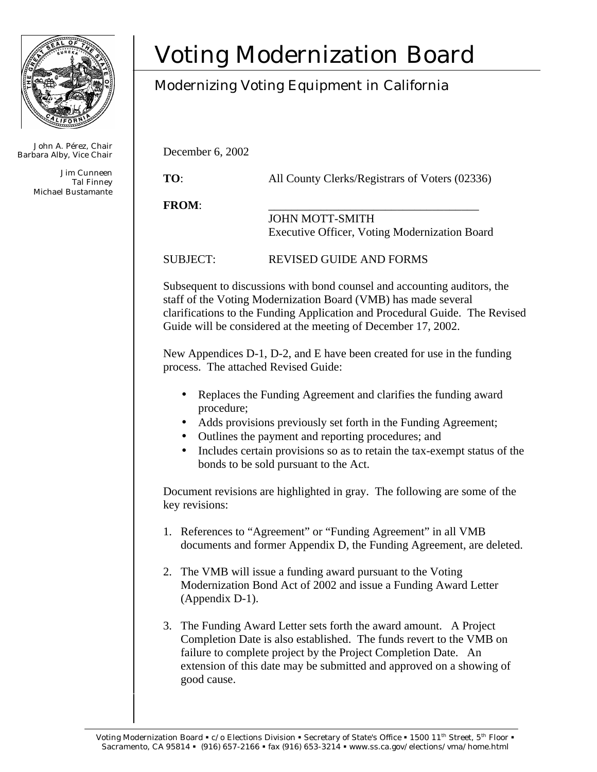# Voting Modernization Board

## Modernizing Voting Equipment in California

John A. Pérez, Chair
Barbara Alby, Vice Chair

Jim Cunneen
Tal Finney
Michael Bustamante

December 6, 2002

**TO**: All County Clerks/Registrars of Voters (02336)

**FROM**: ____________________________________
JOHN MOTT-SMITH
Executive Officer, Voting Modernization Board

SUBJECT: REVISED GUIDE AND FORMS

Subsequent to discussions with bond counsel and accounting auditors, the staff of the Voting Modernization Board (VMB) has made several clarifications to the Funding Application and Procedural Guide. The Revised Guide will be considered at the meeting of December 17, 2002.

New Appendices D-1, D-2, and E have been created for use in the funding process. The attached Revised Guide:

- Replaces the Funding Agreement and clarifies the funding award procedure;
- Adds provisions previously set forth in the Funding Agreement;
- Outlines the payment and reporting procedures; and
- Includes certain provisions so as to retain the tax-exempt status of the bonds to be sold pursuant to the Act.

Document revisions are highlighted in gray. The following are some of the key revisions:

1. References to "Agreement" or "Funding Agreement" in all VMB documents and former Appendix D, the Funding Agreement, are deleted.

2. The VMB will issue a funding award pursuant to the Voting Modernization Bond Act of 2002 and issue a Funding Award Letter (Appendix D-1).

3. The Funding Award Letter sets forth the award amount. A Project Completion Date is also established. The funds revert to the VMB on failure to complete project by the Project Completion Date. An extension of this date may be submitted and approved on a showing of good cause.

Voting Modernization Board ▪ c/o Elections Division ▪ Secretary of State's Office ▪ 1500 11th Street, 5th Floor ▪ Sacramento, CA 95814 ▪ (916) 657-2166 ▪ fax (916) 653-3214 ▪ www.ss.ca.gov/elections/vma/home.html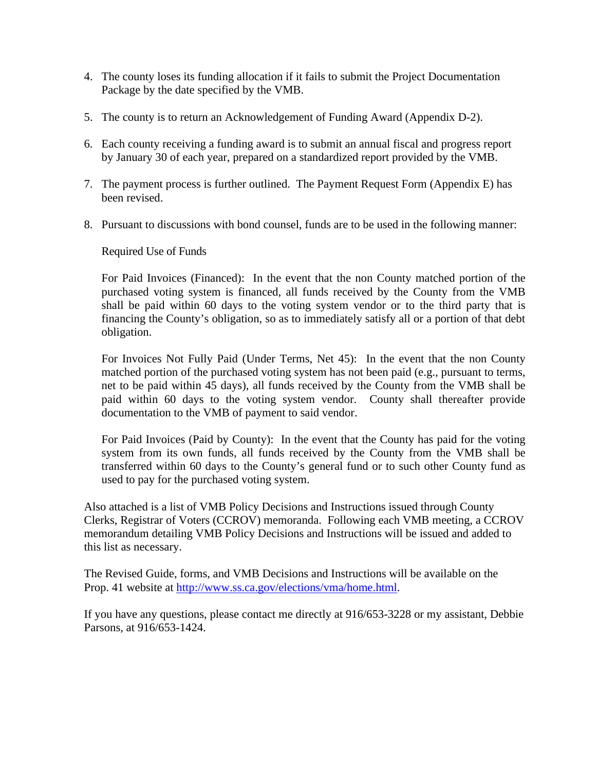4. The county loses its funding allocation if it fails to submit the Project Documentation Package by the date specified by the VMB.

5. The county is to return an Acknowledgement of Funding Award (Appendix D-2).

6. Each county receiving a funding award is to submit an annual fiscal and progress report by January 30 of each year, prepared on a standardized report provided by the VMB.

7. The payment process is further outlined. The Payment Request Form (Appendix E) has been revised.

8. Pursuant to discussions with bond counsel, funds are to be used in the following manner:

   Required Use of Funds

   For Paid Invoices (Financed): In the event that the non County matched portion of the purchased voting system is financed, all funds received by the County from the VMB shall be paid within 60 days to the voting system vendor or to the third party that is financing the County's obligation, so as to immediately satisfy all or a portion of that debt obligation.

   For Invoices Not Fully Paid (Under Terms, Net 45): In the event that the non County matched portion of the purchased voting system has not been paid (e.g., pursuant to terms, net to be paid within 45 days), all funds received by the County from the VMB shall be paid within 60 days to the voting system vendor. County shall thereafter provide documentation to the VMB of payment to said vendor.

   For Paid Invoices (Paid by County): In the event that the County has paid for the voting system from its own funds, all funds received by the County from the VMB shall be transferred within 60 days to the County's general fund or to such other County fund as used to pay for the purchased voting system.

Also attached is a list of VMB Policy Decisions and Instructions issued through County Clerks, Registrar of Voters (CCROV) memoranda. Following each VMB meeting, a CCROV memorandum detailing VMB Policy Decisions and Instructions will be issued and added to this list as necessary.

The Revised Guide, forms, and VMB Decisions and Instructions will be available on the Prop. 41 website at http://www.ss.ca.gov/elections/vma/home.html.

If you have any questions, please contact me directly at 916/653-3228 or my assistant, Debbie Parsons, at 916/653-1424.